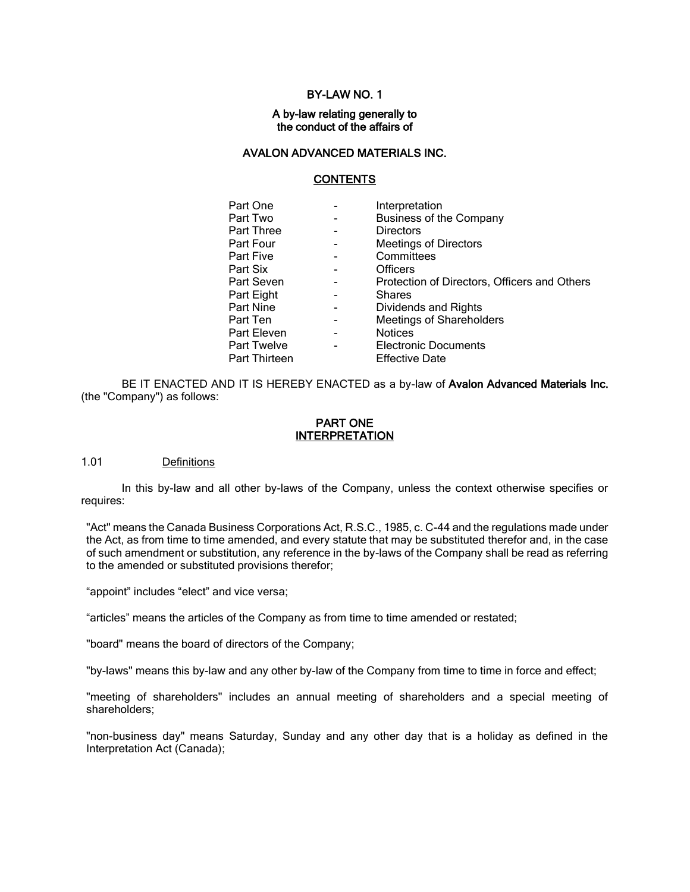# BY-LAW NO. 1

**A by-law relating generally to the conduct of the affairs of**

**AVALON ADVANCED MATERIALS INC.**

## CONTENTS

| | | |
|---|---|---|
| Part One | - | Interpretation |
| Part Two | - | Business of the Company |
| Part Three | - | Directors |
| Part Four | - | Meetings of Directors |
| Part Five | - | Committees |
| Part Six | - | Officers |
| Part Seven | - | Protection of Directors, Officers and Others |
| Part Eight | - | Shares |
| Part Nine | - | Dividends and Rights |
| Part Ten | - | Meetings of Shareholders |
| Part Eleven | - | Notices |
| Part Twelve | - | Electronic Documents |
| Part Thirteen | | Effective Date |

BE IT ENACTED AND IT IS HEREBY ENACTED as a by-law of **Avalon Advanced Materials Inc.** (the "Company") as follows:

## PART ONE
## INTERPRETATION

1.01 Definitions

In this by-law and all other by-laws of the Company, unless the context otherwise specifies or requires:

"Act" means the Canada Business Corporations Act, R.S.C., 1985, c. C-44 and the regulations made under the Act, as from time to time amended, and every statute that may be substituted therefor and, in the case of such amendment or substitution, any reference in the by-laws of the Company shall be read as referring to the amended or substituted provisions therefor;

"appoint" includes "elect" and vice versa;

"articles" means the articles of the Company as from time to time amended or restated;

"board" means the board of directors of the Company;

"by-laws" means this by-law and any other by-law of the Company from time to time in force and effect;

"meeting of shareholders" includes an annual meeting of shareholders and a special meeting of shareholders;

"non-business day" means Saturday, Sunday and any other day that is a holiday as defined in the Interpretation Act (Canada);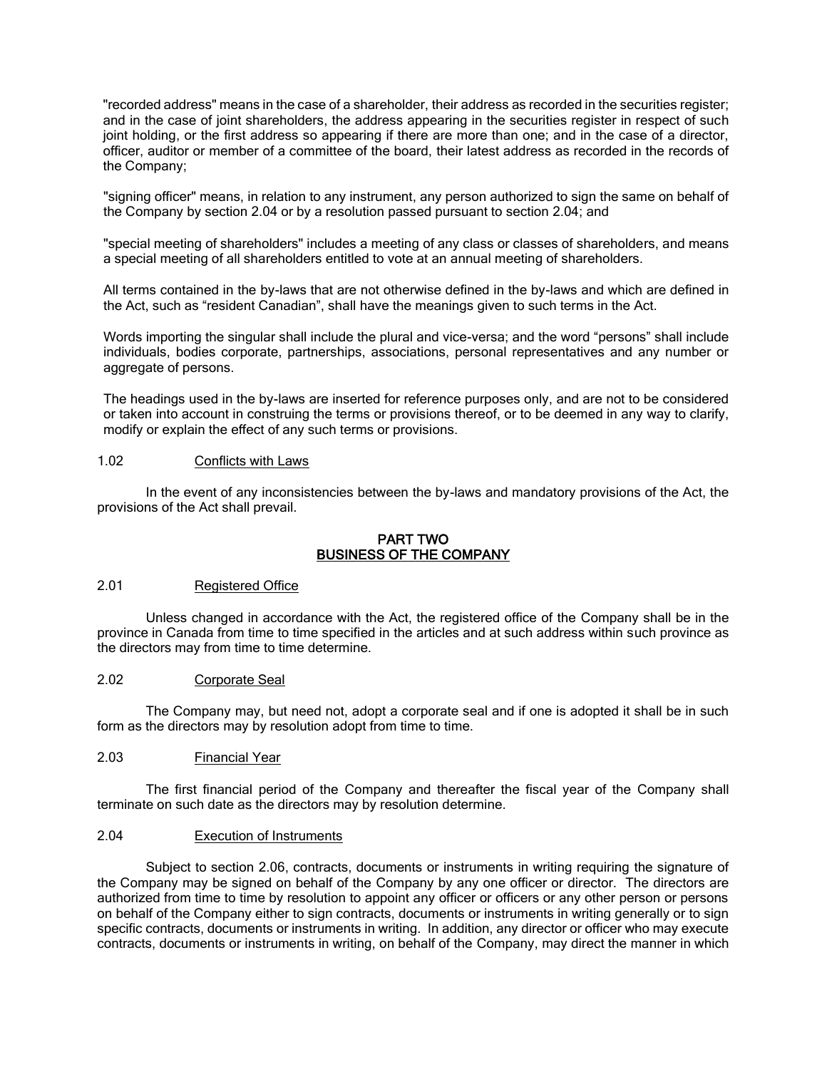"recorded address" means in the case of a shareholder, their address as recorded in the securities register; and in the case of joint shareholders, the address appearing in the securities register in respect of such joint holding, or the first address so appearing if there are more than one; and in the case of a director, officer, auditor or member of a committee of the board, their latest address as recorded in the records of the Company;

"signing officer" means, in relation to any instrument, any person authorized to sign the same on behalf of the Company by section 2.04 or by a resolution passed pursuant to section 2.04; and

"special meeting of shareholders" includes a meeting of any class or classes of shareholders, and means a special meeting of all shareholders entitled to vote at an annual meeting of shareholders.

All terms contained in the by-laws that are not otherwise defined in the by-laws and which are defined in the Act, such as "resident Canadian", shall have the meanings given to such terms in the Act.

Words importing the singular shall include the plural and vice-versa; and the word "persons" shall include individuals, bodies corporate, partnerships, associations, personal representatives and any number or aggregate of persons.

The headings used in the by-laws are inserted for reference purposes only, and are not to be considered or taken into account in construing the terms or provisions thereof, or to be deemed in any way to clarify, modify or explain the effect of any such terms or provisions.

### 1.02 Conflicts with Laws

In the event of any inconsistencies between the by-laws and mandatory provisions of the Act, the provisions of the Act shall prevail.

## PART TWO
## BUSINESS OF THE COMPANY

### 2.01 Registered Office

Unless changed in accordance with the Act, the registered office of the Company shall be in the province in Canada from time to time specified in the articles and at such address within such province as the directors may from time to time determine.

### 2.02 Corporate Seal

The Company may, but need not, adopt a corporate seal and if one is adopted it shall be in such form as the directors may by resolution adopt from time to time.

### 2.03 Financial Year

The first financial period of the Company and thereafter the fiscal year of the Company shall terminate on such date as the directors may by resolution determine.

### 2.04 Execution of Instruments

Subject to section 2.06, contracts, documents or instruments in writing requiring the signature of the Company may be signed on behalf of the Company by any one officer or director. The directors are authorized from time to time by resolution to appoint any officer or officers or any other person or persons on behalf of the Company either to sign contracts, documents or instruments in writing generally or to sign specific contracts, documents or instruments in writing. In addition, any director or officer who may execute contracts, documents or instruments in writing, on behalf of the Company, may direct the manner in which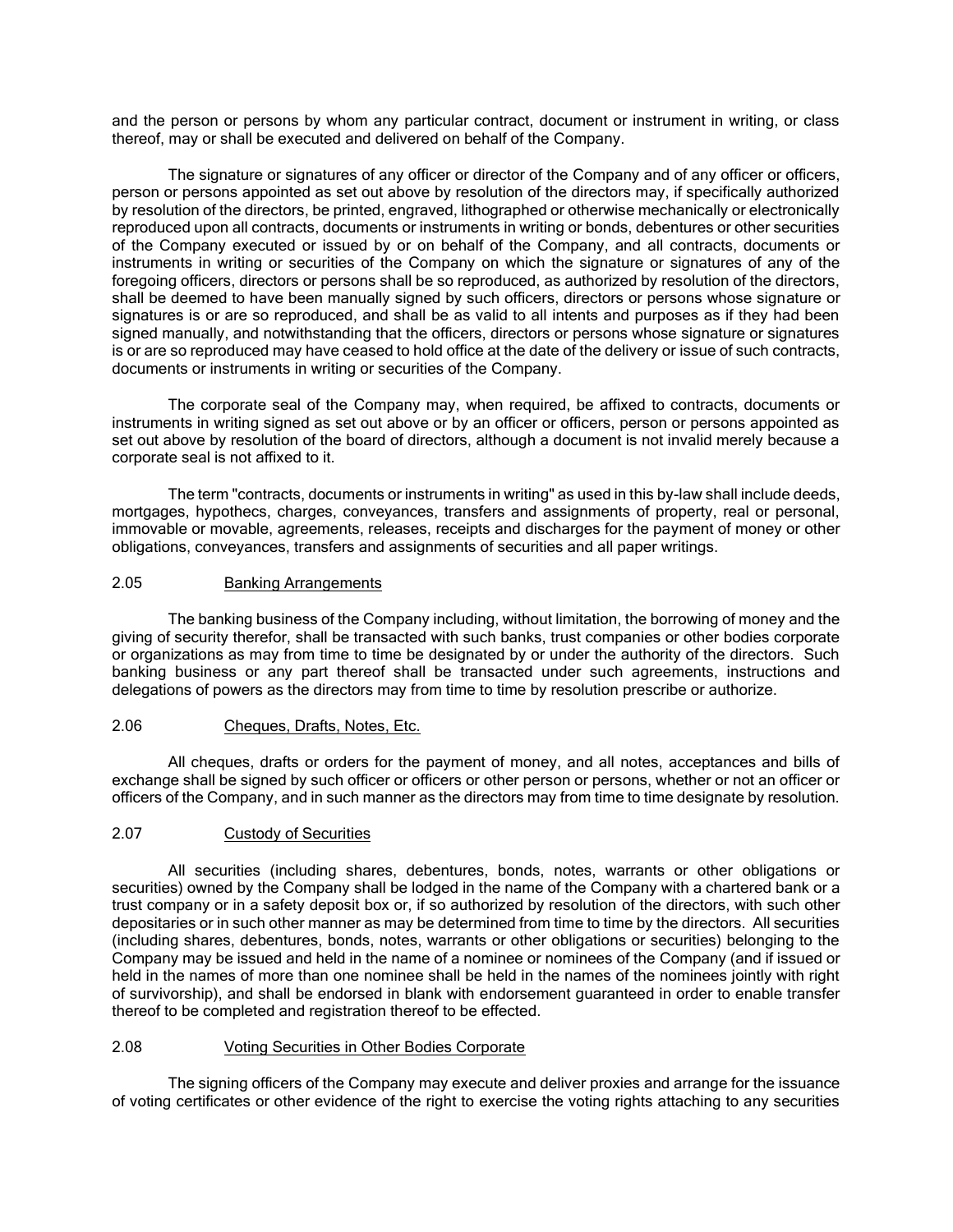and the person or persons by whom any particular contract, document or instrument in writing, or class thereof, may or shall be executed and delivered on behalf of the Company.

The signature or signatures of any officer or director of the Company and of any officer or officers, person or persons appointed as set out above by resolution of the directors may, if specifically authorized by resolution of the directors, be printed, engraved, lithographed or otherwise mechanically or electronically reproduced upon all contracts, documents or instruments in writing or bonds, debentures or other securities of the Company executed or issued by or on behalf of the Company, and all contracts, documents or instruments in writing or securities of the Company on which the signature or signatures of any of the foregoing officers, directors or persons shall be so reproduced, as authorized by resolution of the directors, shall be deemed to have been manually signed by such officers, directors or persons whose signature or signatures is or are so reproduced, and shall be as valid to all intents and purposes as if they had been signed manually, and notwithstanding that the officers, directors or persons whose signature or signatures is or are so reproduced may have ceased to hold office at the date of the delivery or issue of such contracts, documents or instruments in writing or securities of the Company.

The corporate seal of the Company may, when required, be affixed to contracts, documents or instruments in writing signed as set out above or by an officer or officers, person or persons appointed as set out above by resolution of the board of directors, although a document is not invalid merely because a corporate seal is not affixed to it.

The term "contracts, documents or instruments in writing" as used in this by-law shall include deeds, mortgages, hypothecs, charges, conveyances, transfers and assignments of property, real or personal, immovable or movable, agreements, releases, receipts and discharges for the payment of money or other obligations, conveyances, transfers and assignments of securities and all paper writings.

2.05 Banking Arrangements

The banking business of the Company including, without limitation, the borrowing of money and the giving of security therefor, shall be transacted with such banks, trust companies or other bodies corporate or organizations as may from time to time be designated by or under the authority of the directors. Such banking business or any part thereof shall be transacted under such agreements, instructions and delegations of powers as the directors may from time to time by resolution prescribe or authorize.

2.06 Cheques, Drafts, Notes, Etc.

All cheques, drafts or orders for the payment of money, and all notes, acceptances and bills of exchange shall be signed by such officer or officers or other person or persons, whether or not an officer or officers of the Company, and in such manner as the directors may from time to time designate by resolution.

2.07 Custody of Securities

All securities (including shares, debentures, bonds, notes, warrants or other obligations or securities) owned by the Company shall be lodged in the name of the Company with a chartered bank or a trust company or in a safety deposit box or, if so authorized by resolution of the directors, with such other depositaries or in such other manner as may be determined from time to time by the directors. All securities (including shares, debentures, bonds, notes, warrants or other obligations or securities) belonging to the Company may be issued and held in the name of a nominee or nominees of the Company (and if issued or held in the names of more than one nominee shall be held in the names of the nominees jointly with right of survivorship), and shall be endorsed in blank with endorsement guaranteed in order to enable transfer thereof to be completed and registration thereof to be effected.

2.08 Voting Securities in Other Bodies Corporate

The signing officers of the Company may execute and deliver proxies and arrange for the issuance of voting certificates or other evidence of the right to exercise the voting rights attaching to any securities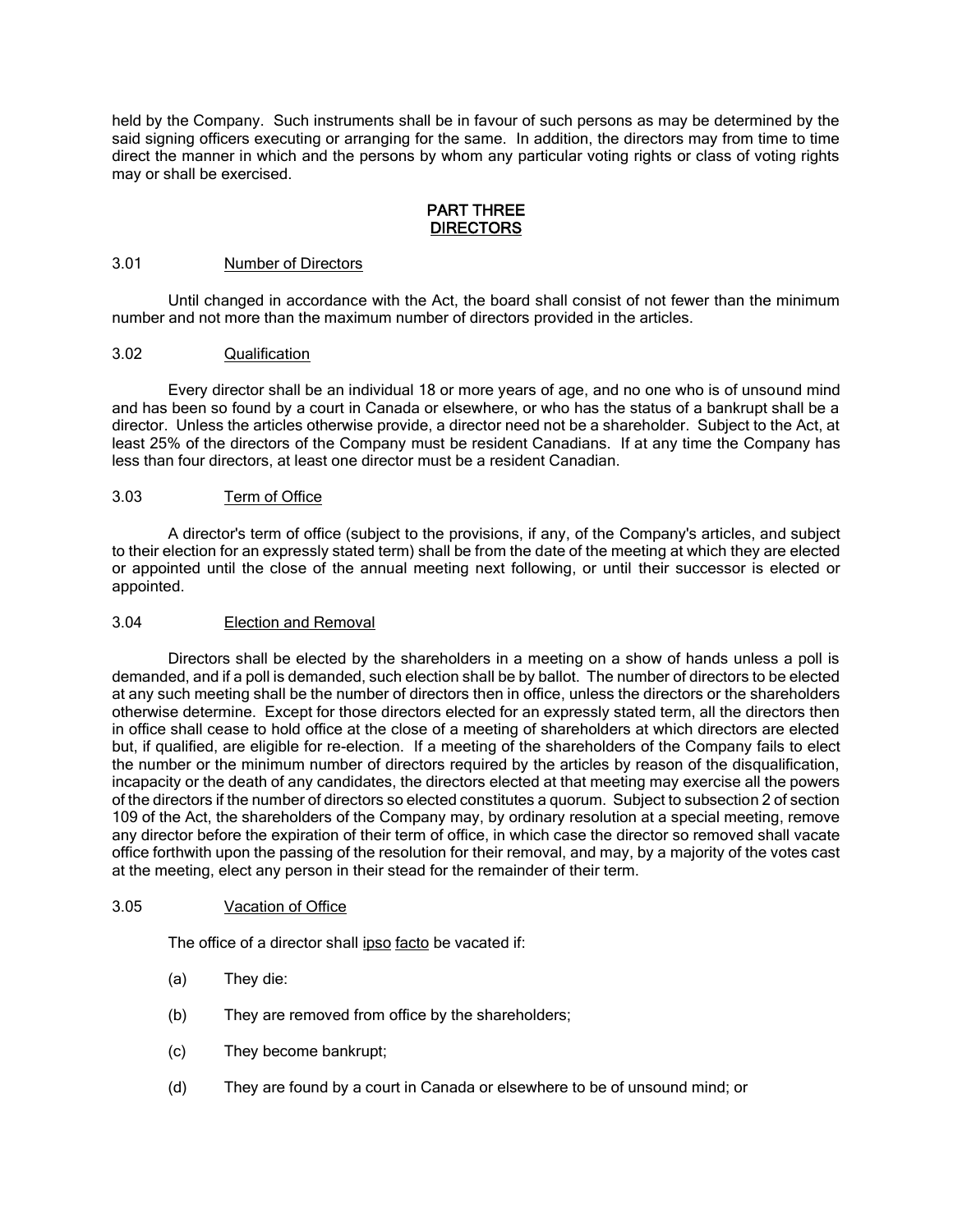held by the Company. Such instruments shall be in favour of such persons as may be determined by the said signing officers executing or arranging for the same. In addition, the directors may from time to time direct the manner in which and the persons by whom any particular voting rights or class of voting rights may or shall be exercised.

## PART THREE
## DIRECTORS

### 3.01 Number of Directors

Until changed in accordance with the Act, the board shall consist of not fewer than the minimum number and not more than the maximum number of directors provided in the articles.

### 3.02 Qualification

Every director shall be an individual 18 or more years of age, and no one who is of unsound mind and has been so found by a court in Canada or elsewhere, or who has the status of a bankrupt shall be a director. Unless the articles otherwise provide, a director need not be a shareholder. Subject to the Act, at least 25% of the directors of the Company must be resident Canadians. If at any time the Company has less than four directors, at least one director must be a resident Canadian.

### 3.03 Term of Office

A director's term of office (subject to the provisions, if any, of the Company's articles, and subject to their election for an expressly stated term) shall be from the date of the meeting at which they are elected or appointed until the close of the annual meeting next following, or until their successor is elected or appointed.

### 3.04 Election and Removal

Directors shall be elected by the shareholders in a meeting on a show of hands unless a poll is demanded, and if a poll is demanded, such election shall be by ballot. The number of directors to be elected at any such meeting shall be the number of directors then in office, unless the directors or the shareholders otherwise determine. Except for those directors elected for an expressly stated term, all the directors then in office shall cease to hold office at the close of a meeting of shareholders at which directors are elected but, if qualified, are eligible for re-election. If a meeting of the shareholders of the Company fails to elect the number or the minimum number of directors required by the articles by reason of the disqualification, incapacity or the death of any candidates, the directors elected at that meeting may exercise all the powers of the directors if the number of directors so elected constitutes a quorum. Subject to subsection 2 of section 109 of the Act, the shareholders of the Company may, by ordinary resolution at a special meeting, remove any director before the expiration of their term of office, in which case the director so removed shall vacate office forthwith upon the passing of the resolution for their removal, and may, by a majority of the votes cast at the meeting, elect any person in their stead for the remainder of their term.

### 3.05 Vacation of Office

The office of a director shall ipso facto be vacated if:

(a) They die:

(b) They are removed from office by the shareholders;

(c) They become bankrupt;

(d) They are found by a court in Canada or elsewhere to be of unsound mind; or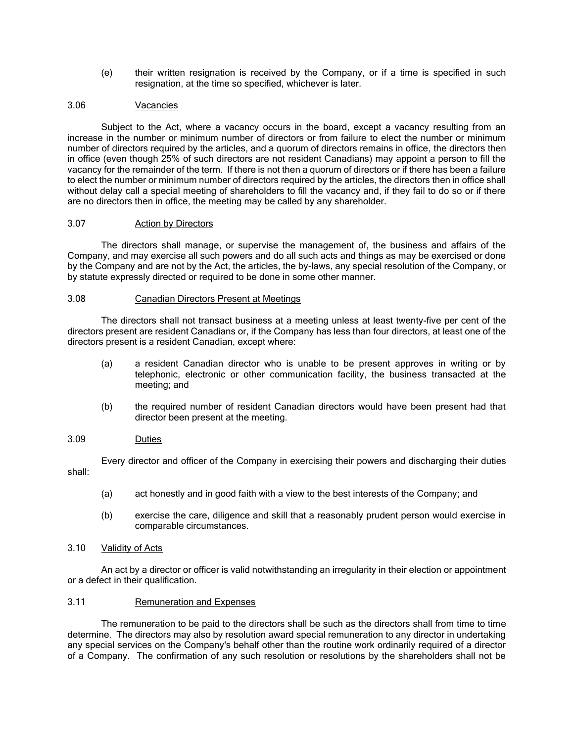(e) their written resignation is received by the Company, or if a time is specified in such resignation, at the time so specified, whichever is later.

3.06 Vacancies

Subject to the Act, where a vacancy occurs in the board, except a vacancy resulting from an increase in the number or minimum number of directors or from failure to elect the number or minimum number of directors required by the articles, and a quorum of directors remains in office, the directors then in office (even though 25% of such directors are not resident Canadians) may appoint a person to fill the vacancy for the remainder of the term. If there is not then a quorum of directors or if there has been a failure to elect the number or minimum number of directors required by the articles, the directors then in office shall without delay call a special meeting of shareholders to fill the vacancy and, if they fail to do so or if there are no directors then in office, the meeting may be called by any shareholder.

3.07 Action by Directors

The directors shall manage, or supervise the management of, the business and affairs of the Company, and may exercise all such powers and do all such acts and things as may be exercised or done by the Company and are not by the Act, the articles, the by-laws, any special resolution of the Company, or by statute expressly directed or required to be done in some other manner.

3.08 Canadian Directors Present at Meetings

The directors shall not transact business at a meeting unless at least twenty-five per cent of the directors present are resident Canadians or, if the Company has less than four directors, at least one of the directors present is a resident Canadian, except where:

(a) a resident Canadian director who is unable to be present approves in writing or by telephonic, electronic or other communication facility, the business transacted at the meeting; and

(b) the required number of resident Canadian directors would have been present had that director been present at the meeting.

3.09 Duties

Every director and officer of the Company in exercising their powers and discharging their duties shall:

(a) act honestly and in good faith with a view to the best interests of the Company; and

(b) exercise the care, diligence and skill that a reasonably prudent person would exercise in comparable circumstances.

3.10 Validity of Acts

An act by a director or officer is valid notwithstanding an irregularity in their election or appointment or a defect in their qualification.

3.11 Remuneration and Expenses

The remuneration to be paid to the directors shall be such as the directors shall from time to time determine. The directors may also by resolution award special remuneration to any director in undertaking any special services on the Company's behalf other than the routine work ordinarily required of a director of a Company. The confirmation of any such resolution or resolutions by the shareholders shall not be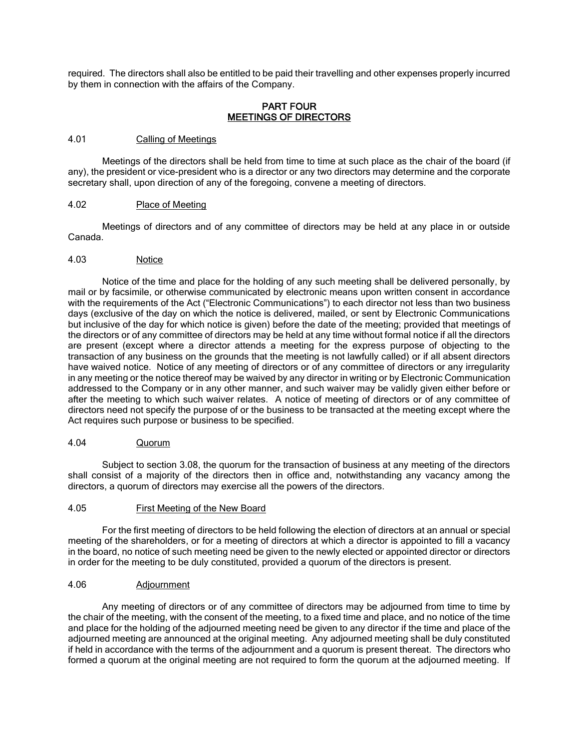required. The directors shall also be entitled to be paid their travelling and other expenses properly incurred by them in connection with the affairs of the Company.

## PART FOUR
## MEETINGS OF DIRECTORS

### 4.01 Calling of Meetings

Meetings of the directors shall be held from time to time at such place as the chair of the board (if any), the president or vice-president who is a director or any two directors may determine and the corporate secretary shall, upon direction of any of the foregoing, convene a meeting of directors.

### 4.02 Place of Meeting

Meetings of directors and of any committee of directors may be held at any place in or outside Canada.

### 4.03 Notice

Notice of the time and place for the holding of any such meeting shall be delivered personally, by mail or by facsimile, or otherwise communicated by electronic means upon written consent in accordance with the requirements of the Act ("Electronic Communications") to each director not less than two business days (exclusive of the day on which the notice is delivered, mailed, or sent by Electronic Communications but inclusive of the day for which notice is given) before the date of the meeting; provided that meetings of the directors or of any committee of directors may be held at any time without formal notice if all the directors are present (except where a director attends a meeting for the express purpose of objecting to the transaction of any business on the grounds that the meeting is not lawfully called) or if all absent directors have waived notice. Notice of any meeting of directors or of any committee of directors or any irregularity in any meeting or the notice thereof may be waived by any director in writing or by Electronic Communication addressed to the Company or in any other manner, and such waiver may be validly given either before or after the meeting to which such waiver relates. A notice of meeting of directors or of any committee of directors need not specify the purpose of or the business to be transacted at the meeting except where the Act requires such purpose or business to be specified.

### 4.04 Quorum

Subject to section 3.08, the quorum for the transaction of business at any meeting of the directors shall consist of a majority of the directors then in office and, notwithstanding any vacancy among the directors, a quorum of directors may exercise all the powers of the directors.

### 4.05 First Meeting of the New Board

For the first meeting of directors to be held following the election of directors at an annual or special meeting of the shareholders, or for a meeting of directors at which a director is appointed to fill a vacancy in the board, no notice of such meeting need be given to the newly elected or appointed director or directors in order for the meeting to be duly constituted, provided a quorum of the directors is present.

### 4.06 Adjournment

Any meeting of directors or of any committee of directors may be adjourned from time to time by the chair of the meeting, with the consent of the meeting, to a fixed time and place, and no notice of the time and place for the holding of the adjourned meeting need be given to any director if the time and place of the adjourned meeting are announced at the original meeting. Any adjourned meeting shall be duly constituted if held in accordance with the terms of the adjournment and a quorum is present thereat. The directors who formed a quorum at the original meeting are not required to form the quorum at the adjourned meeting. If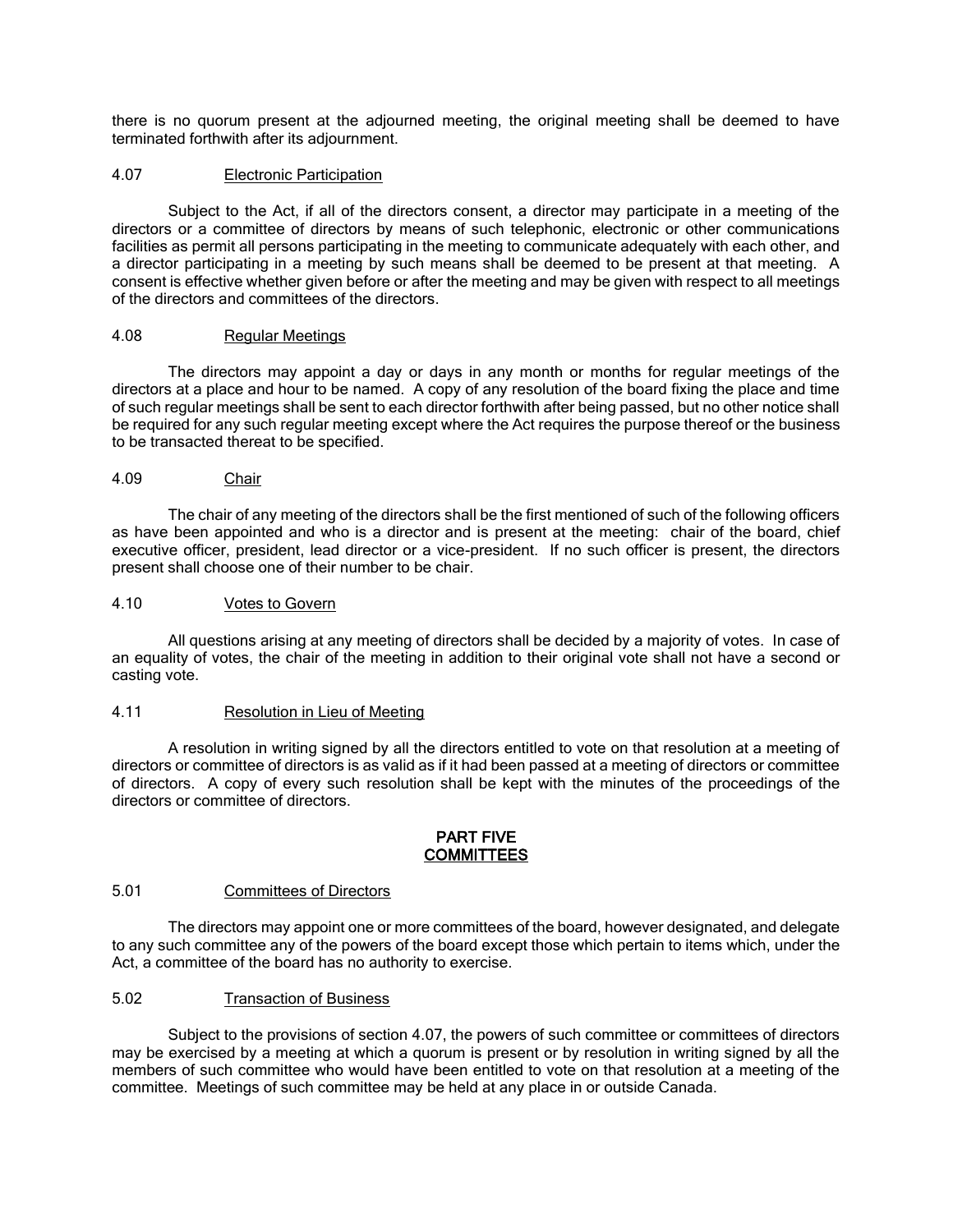there is no quorum present at the adjourned meeting, the original meeting shall be deemed to have terminated forthwith after its adjournment.

4.07 Electronic Participation

Subject to the Act, if all of the directors consent, a director may participate in a meeting of the directors or a committee of directors by means of such telephonic, electronic or other communications facilities as permit all persons participating in the meeting to communicate adequately with each other, and a director participating in a meeting by such means shall be deemed to be present at that meeting. A consent is effective whether given before or after the meeting and may be given with respect to all meetings of the directors and committees of the directors.

4.08 Regular Meetings

The directors may appoint a day or days in any month or months for regular meetings of the directors at a place and hour to be named. A copy of any resolution of the board fixing the place and time of such regular meetings shall be sent to each director forthwith after being passed, but no other notice shall be required for any such regular meeting except where the Act requires the purpose thereof or the business to be transacted thereat to be specified.

4.09 Chair

The chair of any meeting of the directors shall be the first mentioned of such of the following officers as have been appointed and who is a director and is present at the meeting: chair of the board, chief executive officer, president, lead director or a vice-president. If no such officer is present, the directors present shall choose one of their number to be chair.

4.10 Votes to Govern

All questions arising at any meeting of directors shall be decided by a majority of votes. In case of an equality of votes, the chair of the meeting in addition to their original vote shall not have a second or casting vote.

4.11 Resolution in Lieu of Meeting

A resolution in writing signed by all the directors entitled to vote on that resolution at a meeting of directors or committee of directors is as valid as if it had been passed at a meeting of directors or committee of directors. A copy of every such resolution shall be kept with the minutes of the proceedings of the directors or committee of directors.

## PART FIVE
## COMMITTEES

5.01 Committees of Directors

The directors may appoint one or more committees of the board, however designated, and delegate to any such committee any of the powers of the board except those which pertain to items which, under the Act, a committee of the board has no authority to exercise.

5.02 Transaction of Business

Subject to the provisions of section 4.07, the powers of such committee or committees of directors may be exercised by a meeting at which a quorum is present or by resolution in writing signed by all the members of such committee who would have been entitled to vote on that resolution at a meeting of the committee. Meetings of such committee may be held at any place in or outside Canada.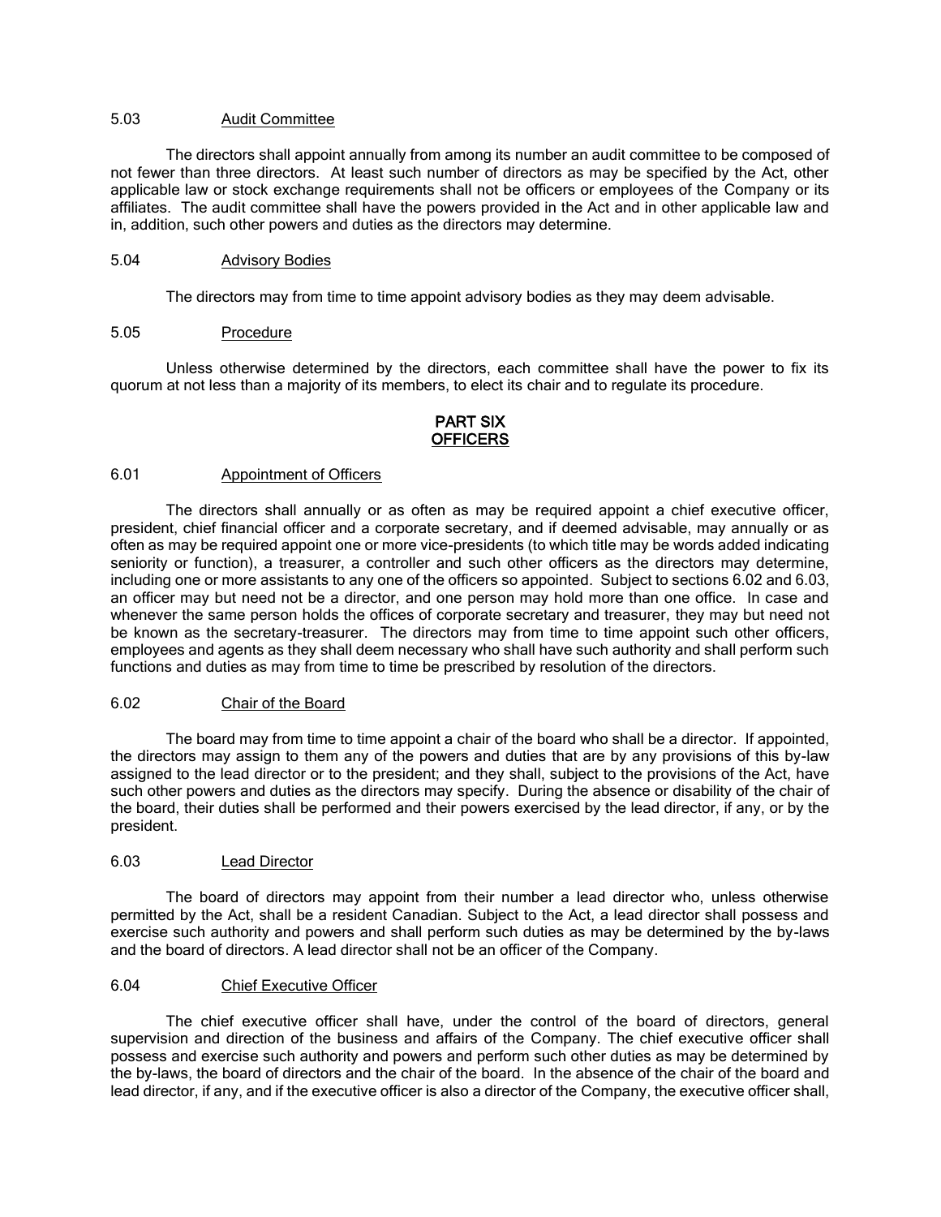### 5.03 Audit Committee

The directors shall appoint annually from among its number an audit committee to be composed of not fewer than three directors. At least such number of directors as may be specified by the Act, other applicable law or stock exchange requirements shall not be officers or employees of the Company or its affiliates. The audit committee shall have the powers provided in the Act and in other applicable law and in, addition, such other powers and duties as the directors may determine.

### 5.04 Advisory Bodies

The directors may from time to time appoint advisory bodies as they may deem advisable.

### 5.05 Procedure

Unless otherwise determined by the directors, each committee shall have the power to fix its quorum at not less than a majority of its members, to elect its chair and to regulate its procedure.

## PART SIX
## OFFICERS

### 6.01 Appointment of Officers

The directors shall annually or as often as may be required appoint a chief executive officer, president, chief financial officer and a corporate secretary, and if deemed advisable, may annually or as often as may be required appoint one or more vice-presidents (to which title may be words added indicating seniority or function), a treasurer, a controller and such other officers as the directors may determine, including one or more assistants to any one of the officers so appointed. Subject to sections 6.02 and 6.03, an officer may but need not be a director, and one person may hold more than one office. In case and whenever the same person holds the offices of corporate secretary and treasurer, they may but need not be known as the secretary-treasurer. The directors may from time to time appoint such other officers, employees and agents as they shall deem necessary who shall have such authority and shall perform such functions and duties as may from time to time be prescribed by resolution of the directors.

### 6.02 Chair of the Board

The board may from time to time appoint a chair of the board who shall be a director. If appointed, the directors may assign to them any of the powers and duties that are by any provisions of this by-law assigned to the lead director or to the president; and they shall, subject to the provisions of the Act, have such other powers and duties as the directors may specify. During the absence or disability of the chair of the board, their duties shall be performed and their powers exercised by the lead director, if any, or by the president.

### 6.03 Lead Director

The board of directors may appoint from their number a lead director who, unless otherwise permitted by the Act, shall be a resident Canadian. Subject to the Act, a lead director shall possess and exercise such authority and powers and shall perform such duties as may be determined by the by-laws and the board of directors. A lead director shall not be an officer of the Company.

### 6.04 Chief Executive Officer

The chief executive officer shall have, under the control of the board of directors, general supervision and direction of the business and affairs of the Company. The chief executive officer shall possess and exercise such authority and powers and perform such other duties as may be determined by the by-laws, the board of directors and the chair of the board. In the absence of the chair of the board and lead director, if any, and if the executive officer is also a director of the Company, the executive officer shall,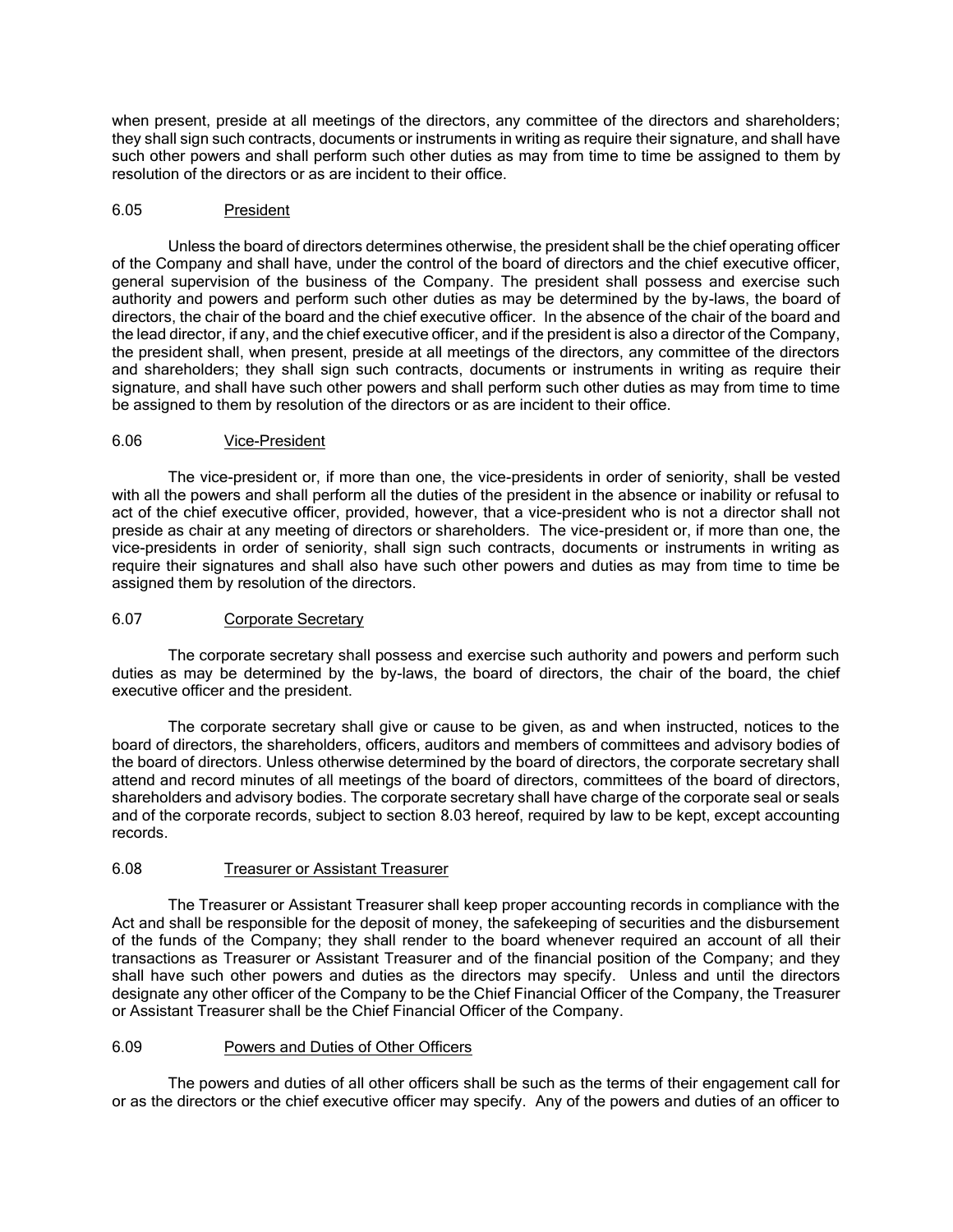when present, preside at all meetings of the directors, any committee of the directors and shareholders; they shall sign such contracts, documents or instruments in writing as require their signature, and shall have such other powers and shall perform such other duties as may from time to time be assigned to them by resolution of the directors or as are incident to their office.

### 6.05 President

Unless the board of directors determines otherwise, the president shall be the chief operating officer of the Company and shall have, under the control of the board of directors and the chief executive officer, general supervision of the business of the Company. The president shall possess and exercise such authority and powers and perform such other duties as may be determined by the by-laws, the board of directors, the chair of the board and the chief executive officer. In the absence of the chair of the board and the lead director, if any, and the chief executive officer, and if the president is also a director of the Company, the president shall, when present, preside at all meetings of the directors, any committee of the directors and shareholders; they shall sign such contracts, documents or instruments in writing as require their signature, and shall have such other powers and shall perform such other duties as may from time to time be assigned to them by resolution of the directors or as are incident to their office.

### 6.06 Vice-President

The vice-president or, if more than one, the vice-presidents in order of seniority, shall be vested with all the powers and shall perform all the duties of the president in the absence or inability or refusal to act of the chief executive officer, provided, however, that a vice-president who is not a director shall not preside as chair at any meeting of directors or shareholders. The vice-president or, if more than one, the vice-presidents in order of seniority, shall sign such contracts, documents or instruments in writing as require their signatures and shall also have such other powers and duties as may from time to time be assigned them by resolution of the directors.

### 6.07 Corporate Secretary

The corporate secretary shall possess and exercise such authority and powers and perform such duties as may be determined by the by-laws, the board of directors, the chair of the board, the chief executive officer and the president.

The corporate secretary shall give or cause to be given, as and when instructed, notices to the board of directors, the shareholders, officers, auditors and members of committees and advisory bodies of the board of directors. Unless otherwise determined by the board of directors, the corporate secretary shall attend and record minutes of all meetings of the board of directors, committees of the board of directors, shareholders and advisory bodies. The corporate secretary shall have charge of the corporate seal or seals and of the corporate records, subject to section 8.03 hereof, required by law to be kept, except accounting records.

### 6.08 Treasurer or Assistant Treasurer

The Treasurer or Assistant Treasurer shall keep proper accounting records in compliance with the Act and shall be responsible for the deposit of money, the safekeeping of securities and the disbursement of the funds of the Company; they shall render to the board whenever required an account of all their transactions as Treasurer or Assistant Treasurer and of the financial position of the Company; and they shall have such other powers and duties as the directors may specify. Unless and until the directors designate any other officer of the Company to be the Chief Financial Officer of the Company, the Treasurer or Assistant Treasurer shall be the Chief Financial Officer of the Company.

### 6.09 Powers and Duties of Other Officers

The powers and duties of all other officers shall be such as the terms of their engagement call for or as the directors or the chief executive officer may specify. Any of the powers and duties of an officer to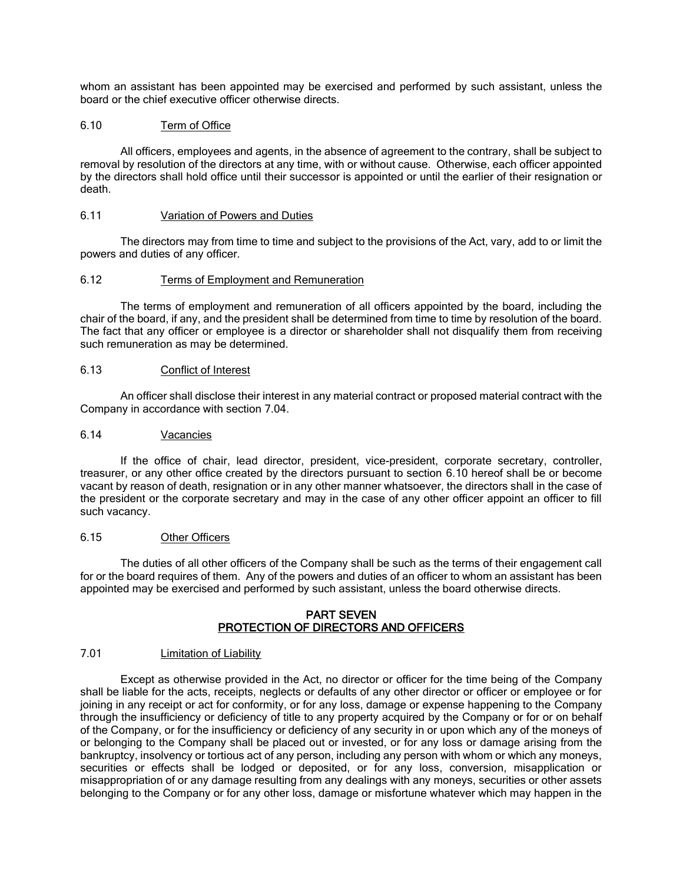whom an assistant has been appointed may be exercised and performed by such assistant, unless the board or the chief executive officer otherwise directs.

### 6.10 Term of Office

All officers, employees and agents, in the absence of agreement to the contrary, shall be subject to removal by resolution of the directors at any time, with or without cause. Otherwise, each officer appointed by the directors shall hold office until their successor is appointed or until the earlier of their resignation or death.

### 6.11 Variation of Powers and Duties

The directors may from time to time and subject to the provisions of the Act, vary, add to or limit the powers and duties of any officer.

### 6.12 Terms of Employment and Remuneration

The terms of employment and remuneration of all officers appointed by the board, including the chair of the board, if any, and the president shall be determined from time to time by resolution of the board. The fact that any officer or employee is a director or shareholder shall not disqualify them from receiving such remuneration as may be determined.

### 6.13 Conflict of Interest

An officer shall disclose their interest in any material contract or proposed material contract with the Company in accordance with section 7.04.

### 6.14 Vacancies

If the office of chair, lead director, president, vice-president, corporate secretary, controller, treasurer, or any other office created by the directors pursuant to section 6.10 hereof shall be or become vacant by reason of death, resignation or in any other manner whatsoever, the directors shall in the case of the president or the corporate secretary and may in the case of any other officer appoint an officer to fill such vacancy.

### 6.15 Other Officers

The duties of all other officers of the Company shall be such as the terms of their engagement call for or the board requires of them. Any of the powers and duties of an officer to whom an assistant has been appointed may be exercised and performed by such assistant, unless the board otherwise directs.

## PART SEVEN
## PROTECTION OF DIRECTORS AND OFFICERS

### 7.01 Limitation of Liability

Except as otherwise provided in the Act, no director or officer for the time being of the Company shall be liable for the acts, receipts, neglects or defaults of any other director or officer or employee or for joining in any receipt or act for conformity, or for any loss, damage or expense happening to the Company through the insufficiency or deficiency of title to any property acquired by the Company or for or on behalf of the Company, or for the insufficiency or deficiency of any security in or upon which any of the moneys of or belonging to the Company shall be placed out or invested, or for any loss or damage arising from the bankruptcy, insolvency or tortious act of any person, including any person with whom or which any moneys, securities or effects shall be lodged or deposited, or for any loss, conversion, misapplication or misappropriation of or any damage resulting from any dealings with any moneys, securities or other assets belonging to the Company or for any other loss, damage or misfortune whatever which may happen in the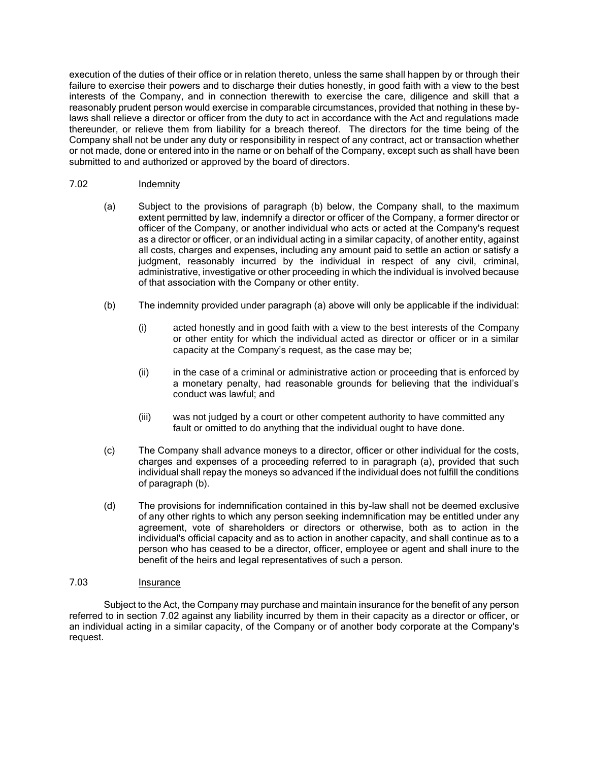execution of the duties of their office or in relation thereto, unless the same shall happen by or through their failure to exercise their powers and to discharge their duties honestly, in good faith with a view to the best interests of the Company, and in connection therewith to exercise the care, diligence and skill that a reasonably prudent person would exercise in comparable circumstances, provided that nothing in these by-laws shall relieve a director or officer from the duty to act in accordance with the Act and regulations made thereunder, or relieve them from liability for a breach thereof. The directors for the time being of the Company shall not be under any duty or responsibility in respect of any contract, act or transaction whether or not made, done or entered into in the name or on behalf of the Company, except such as shall have been submitted to and authorized or approved by the board of directors.

7.02 Indemnity

(a) Subject to the provisions of paragraph (b) below, the Company shall, to the maximum extent permitted by law, indemnify a director or officer of the Company, a former director or officer of the Company, or another individual who acts or acted at the Company's request as a director or officer, or an individual acting in a similar capacity, of another entity, against all costs, charges and expenses, including any amount paid to settle an action or satisfy a judgment, reasonably incurred by the individual in respect of any civil, criminal, administrative, investigative or other proceeding in which the individual is involved because of that association with the Company or other entity.

(b) The indemnity provided under paragraph (a) above will only be applicable if the individual:

(i) acted honestly and in good faith with a view to the best interests of the Company or other entity for which the individual acted as director or officer or in a similar capacity at the Company's request, as the case may be;

(ii) in the case of a criminal or administrative action or proceeding that is enforced by a monetary penalty, had reasonable grounds for believing that the individual's conduct was lawful; and

(iii) was not judged by a court or other competent authority to have committed any fault or omitted to do anything that the individual ought to have done.

(c) The Company shall advance moneys to a director, officer or other individual for the costs, charges and expenses of a proceeding referred to in paragraph (a), provided that such individual shall repay the moneys so advanced if the individual does not fulfill the conditions of paragraph (b).

(d) The provisions for indemnification contained in this by-law shall not be deemed exclusive of any other rights to which any person seeking indemnification may be entitled under any agreement, vote of shareholders or directors or otherwise, both as to action in the individual's official capacity and as to action in another capacity, and shall continue as to a person who has ceased to be a director, officer, employee or agent and shall inure to the benefit of the heirs and legal representatives of such a person.

7.03 Insurance

Subject to the Act, the Company may purchase and maintain insurance for the benefit of any person referred to in section 7.02 against any liability incurred by them in their capacity as a director or officer, or an individual acting in a similar capacity, of the Company or of another body corporate at the Company's request.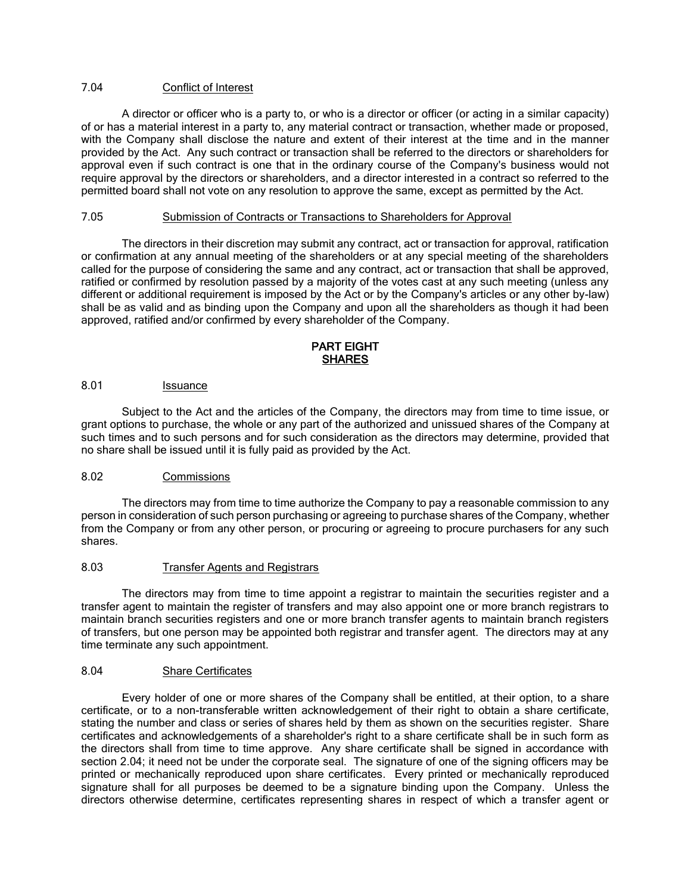### 7.04 Conflict of Interest

A director or officer who is a party to, or who is a director or officer (or acting in a similar capacity) of or has a material interest in a party to, any material contract or transaction, whether made or proposed, with the Company shall disclose the nature and extent of their interest at the time and in the manner provided by the Act. Any such contract or transaction shall be referred to the directors or shareholders for approval even if such contract is one that in the ordinary course of the Company's business would not require approval by the directors or shareholders, and a director interested in a contract so referred to the permitted board shall not vote on any resolution to approve the same, except as permitted by the Act.

### 7.05 Submission of Contracts or Transactions to Shareholders for Approval

The directors in their discretion may submit any contract, act or transaction for approval, ratification or confirmation at any annual meeting of the shareholders or at any special meeting of the shareholders called for the purpose of considering the same and any contract, act or transaction that shall be approved, ratified or confirmed by resolution passed by a majority of the votes cast at any such meeting (unless any different or additional requirement is imposed by the Act or by the Company's articles or any other by-law) shall be as valid and as binding upon the Company and upon all the shareholders as though it had been approved, ratified and/or confirmed by every shareholder of the Company.

## PART EIGHT
## SHARES

### 8.01 Issuance

Subject to the Act and the articles of the Company, the directors may from time to time issue, or grant options to purchase, the whole or any part of the authorized and unissued shares of the Company at such times and to such persons and for such consideration as the directors may determine, provided that no share shall be issued until it is fully paid as provided by the Act.

### 8.02 Commissions

The directors may from time to time authorize the Company to pay a reasonable commission to any person in consideration of such person purchasing or agreeing to purchase shares of the Company, whether from the Company or from any other person, or procuring or agreeing to procure purchasers for any such shares.

### 8.03 Transfer Agents and Registrars

The directors may from time to time appoint a registrar to maintain the securities register and a transfer agent to maintain the register of transfers and may also appoint one or more branch registrars to maintain branch securities registers and one or more branch transfer agents to maintain branch registers of transfers, but one person may be appointed both registrar and transfer agent. The directors may at any time terminate any such appointment.

### 8.04 Share Certificates

Every holder of one or more shares of the Company shall be entitled, at their option, to a share certificate, or to a non-transferable written acknowledgement of their right to obtain a share certificate, stating the number and class or series of shares held by them as shown on the securities register. Share certificates and acknowledgements of a shareholder's right to a share certificate shall be in such form as the directors shall from time to time approve. Any share certificate shall be signed in accordance with section 2.04; it need not be under the corporate seal. The signature of one of the signing officers may be printed or mechanically reproduced upon share certificates. Every printed or mechanically reproduced signature shall for all purposes be deemed to be a signature binding upon the Company. Unless the directors otherwise determine, certificates representing shares in respect of which a transfer agent or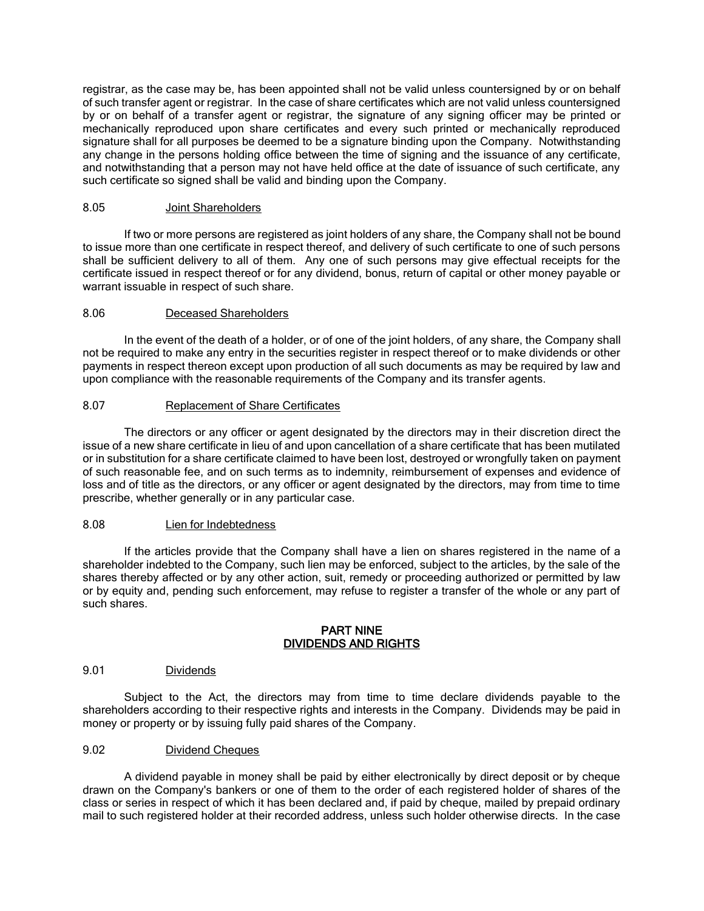registrar, as the case may be, has been appointed shall not be valid unless countersigned by or on behalf of such transfer agent or registrar. In the case of share certificates which are not valid unless countersigned by or on behalf of a transfer agent or registrar, the signature of any signing officer may be printed or mechanically reproduced upon share certificates and every such printed or mechanically reproduced signature shall for all purposes be deemed to be a signature binding upon the Company. Notwithstanding any change in the persons holding office between the time of signing and the issuance of any certificate, and notwithstanding that a person may not have held office at the date of issuance of such certificate, any such certificate so signed shall be valid and binding upon the Company.

### 8.05 Joint Shareholders

If two or more persons are registered as joint holders of any share, the Company shall not be bound to issue more than one certificate in respect thereof, and delivery of such certificate to one of such persons shall be sufficient delivery to all of them. Any one of such persons may give effectual receipts for the certificate issued in respect thereof or for any dividend, bonus, return of capital or other money payable or warrant issuable in respect of such share.

### 8.06 Deceased Shareholders

In the event of the death of a holder, or of one of the joint holders, of any share, the Company shall not be required to make any entry in the securities register in respect thereof or to make dividends or other payments in respect thereon except upon production of all such documents as may be required by law and upon compliance with the reasonable requirements of the Company and its transfer agents.

### 8.07 Replacement of Share Certificates

The directors or any officer or agent designated by the directors may in their discretion direct the issue of a new share certificate in lieu of and upon cancellation of a share certificate that has been mutilated or in substitution for a share certificate claimed to have been lost, destroyed or wrongfully taken on payment of such reasonable fee, and on such terms as to indemnity, reimbursement of expenses and evidence of loss and of title as the directors, or any officer or agent designated by the directors, may from time to time prescribe, whether generally or in any particular case.

### 8.08 Lien for Indebtedness

If the articles provide that the Company shall have a lien on shares registered in the name of a shareholder indebted to the Company, such lien may be enforced, subject to the articles, by the sale of the shares thereby affected or by any other action, suit, remedy or proceeding authorized or permitted by law or by equity and, pending such enforcement, may refuse to register a transfer of the whole or any part of such shares.

## PART NINE
## DIVIDENDS AND RIGHTS

### 9.01 Dividends

Subject to the Act, the directors may from time to time declare dividends payable to the shareholders according to their respective rights and interests in the Company. Dividends may be paid in money or property or by issuing fully paid shares of the Company.

### 9.02 Dividend Cheques

A dividend payable in money shall be paid by either electronically by direct deposit or by cheque drawn on the Company's bankers or one of them to the order of each registered holder of shares of the class or series in respect of which it has been declared and, if paid by cheque, mailed by prepaid ordinary mail to such registered holder at their recorded address, unless such holder otherwise directs. In the case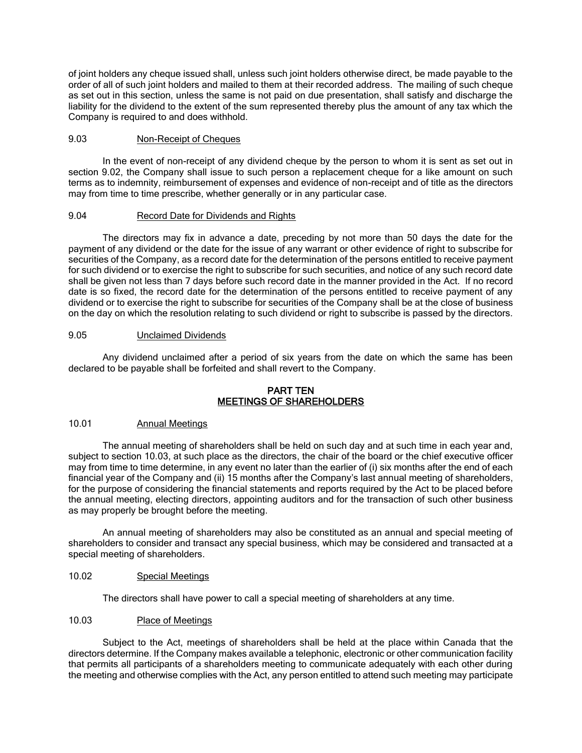of joint holders any cheque issued shall, unless such joint holders otherwise direct, be made payable to the order of all of such joint holders and mailed to them at their recorded address. The mailing of such cheque as set out in this section, unless the same is not paid on due presentation, shall satisfy and discharge the liability for the dividend to the extent of the sum represented thereby plus the amount of any tax which the Company is required to and does withhold.

9.03 Non-Receipt of Cheques

In the event of non-receipt of any dividend cheque by the person to whom it is sent as set out in section 9.02, the Company shall issue to such person a replacement cheque for a like amount on such terms as to indemnity, reimbursement of expenses and evidence of non-receipt and of title as the directors may from time to time prescribe, whether generally or in any particular case.

9.04 Record Date for Dividends and Rights

The directors may fix in advance a date, preceding by not more than 50 days the date for the payment of any dividend or the date for the issue of any warrant or other evidence of right to subscribe for securities of the Company, as a record date for the determination of the persons entitled to receive payment for such dividend or to exercise the right to subscribe for such securities, and notice of any such record date shall be given not less than 7 days before such record date in the manner provided in the Act. If no record date is so fixed, the record date for the determination of the persons entitled to receive payment of any dividend or to exercise the right to subscribe for securities of the Company shall be at the close of business on the day on which the resolution relating to such dividend or right to subscribe is passed by the directors.

9.05 Unclaimed Dividends

Any dividend unclaimed after a period of six years from the date on which the same has been declared to be payable shall be forfeited and shall revert to the Company.

## PART TEN
## MEETINGS OF SHAREHOLDERS

10.01 Annual Meetings

The annual meeting of shareholders shall be held on such day and at such time in each year and, subject to section 10.03, at such place as the directors, the chair of the board or the chief executive officer may from time to time determine, in any event no later than the earlier of (i) six months after the end of each financial year of the Company and (ii) 15 months after the Company's last annual meeting of shareholders, for the purpose of considering the financial statements and reports required by the Act to be placed before the annual meeting, electing directors, appointing auditors and for the transaction of such other business as may properly be brought before the meeting.

An annual meeting of shareholders may also be constituted as an annual and special meeting of shareholders to consider and transact any special business, which may be considered and transacted at a special meeting of shareholders.

10.02 Special Meetings

The directors shall have power to call a special meeting of shareholders at any time.

10.03 Place of Meetings

Subject to the Act, meetings of shareholders shall be held at the place within Canada that the directors determine. If the Company makes available a telephonic, electronic or other communication facility that permits all participants of a shareholders meeting to communicate adequately with each other during the meeting and otherwise complies with the Act, any person entitled to attend such meeting may participate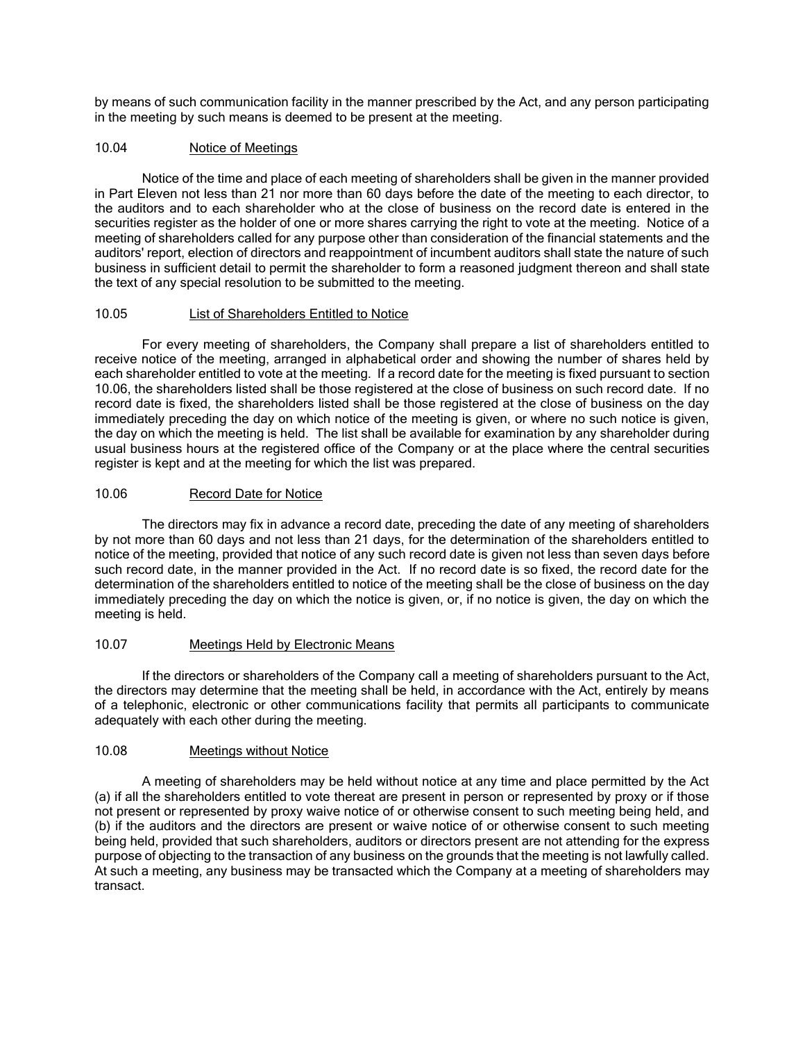by means of such communication facility in the manner prescribed by the Act, and any person participating in the meeting by such means is deemed to be present at the meeting.

### 10.04 Notice of Meetings

Notice of the time and place of each meeting of shareholders shall be given in the manner provided in Part Eleven not less than 21 nor more than 60 days before the date of the meeting to each director, to the auditors and to each shareholder who at the close of business on the record date is entered in the securities register as the holder of one or more shares carrying the right to vote at the meeting. Notice of a meeting of shareholders called for any purpose other than consideration of the financial statements and the auditors' report, election of directors and reappointment of incumbent auditors shall state the nature of such business in sufficient detail to permit the shareholder to form a reasoned judgment thereon and shall state the text of any special resolution to be submitted to the meeting.

### 10.05 List of Shareholders Entitled to Notice

For every meeting of shareholders, the Company shall prepare a list of shareholders entitled to receive notice of the meeting, arranged in alphabetical order and showing the number of shares held by each shareholder entitled to vote at the meeting. If a record date for the meeting is fixed pursuant to section 10.06, the shareholders listed shall be those registered at the close of business on such record date. If no record date is fixed, the shareholders listed shall be those registered at the close of business on the day immediately preceding the day on which notice of the meeting is given, or where no such notice is given, the day on which the meeting is held. The list shall be available for examination by any shareholder during usual business hours at the registered office of the Company or at the place where the central securities register is kept and at the meeting for which the list was prepared.

### 10.06 Record Date for Notice

The directors may fix in advance a record date, preceding the date of any meeting of shareholders by not more than 60 days and not less than 21 days, for the determination of the shareholders entitled to notice of the meeting, provided that notice of any such record date is given not less than seven days before such record date, in the manner provided in the Act. If no record date is so fixed, the record date for the determination of the shareholders entitled to notice of the meeting shall be the close of business on the day immediately preceding the day on which the notice is given, or, if no notice is given, the day on which the meeting is held.

### 10.07 Meetings Held by Electronic Means

If the directors or shareholders of the Company call a meeting of shareholders pursuant to the Act, the directors may determine that the meeting shall be held, in accordance with the Act, entirely by means of a telephonic, electronic or other communications facility that permits all participants to communicate adequately with each other during the meeting.

### 10.08 Meetings without Notice

A meeting of shareholders may be held without notice at any time and place permitted by the Act (a) if all the shareholders entitled to vote thereat are present in person or represented by proxy or if those not present or represented by proxy waive notice of or otherwise consent to such meeting being held, and (b) if the auditors and the directors are present or waive notice of or otherwise consent to such meeting being held, provided that such shareholders, auditors or directors present are not attending for the express purpose of objecting to the transaction of any business on the grounds that the meeting is not lawfully called. At such a meeting, any business may be transacted which the Company at a meeting of shareholders may transact.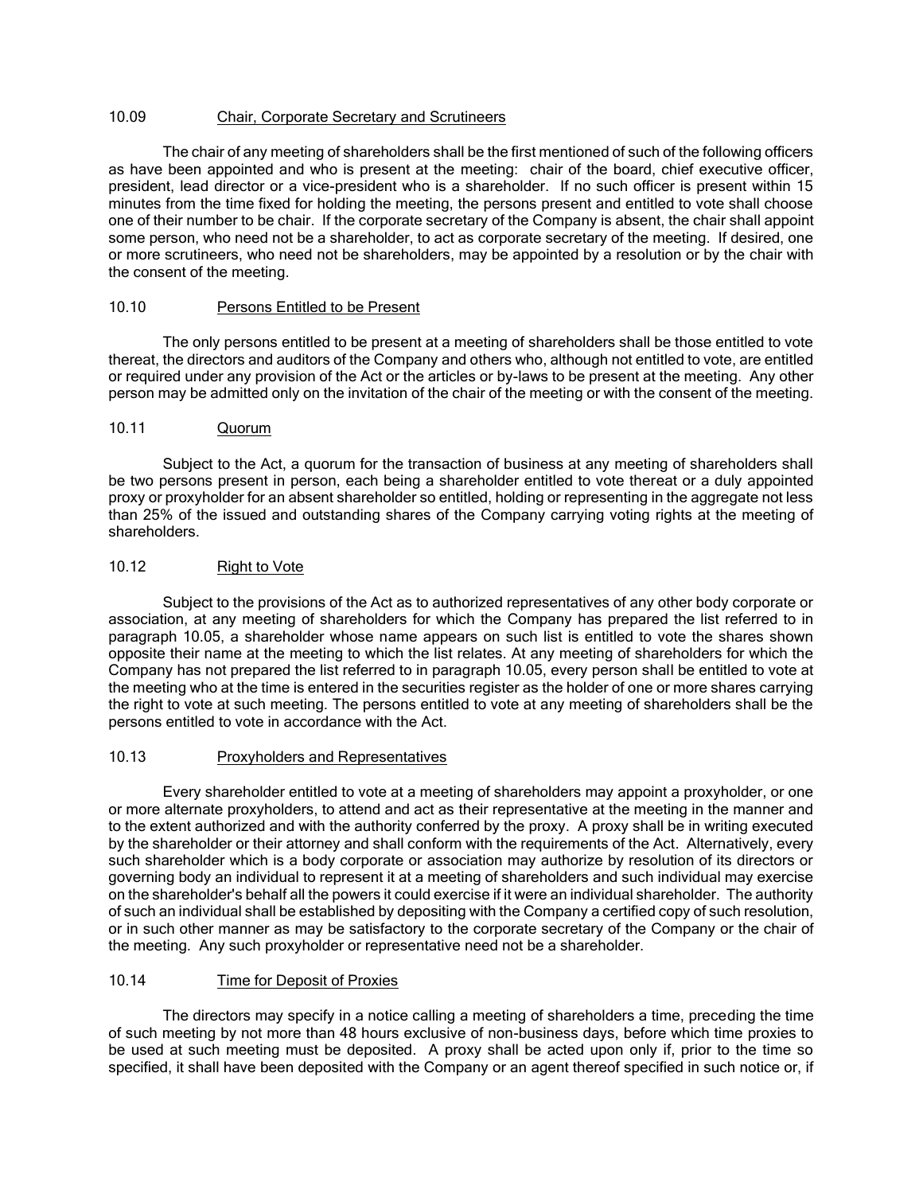### 10.09 Chair, Corporate Secretary and Scrutineers

The chair of any meeting of shareholders shall be the first mentioned of such of the following officers as have been appointed and who is present at the meeting: chair of the board, chief executive officer, president, lead director or a vice-president who is a shareholder. If no such officer is present within 15 minutes from the time fixed for holding the meeting, the persons present and entitled to vote shall choose one of their number to be chair. If the corporate secretary of the Company is absent, the chair shall appoint some person, who need not be a shareholder, to act as corporate secretary of the meeting. If desired, one or more scrutineers, who need not be shareholders, may be appointed by a resolution or by the chair with the consent of the meeting.

### 10.10 Persons Entitled to be Present

The only persons entitled to be present at a meeting of shareholders shall be those entitled to vote thereat, the directors and auditors of the Company and others who, although not entitled to vote, are entitled or required under any provision of the Act or the articles or by-laws to be present at the meeting. Any other person may be admitted only on the invitation of the chair of the meeting or with the consent of the meeting.

### 10.11 Quorum

Subject to the Act, a quorum for the transaction of business at any meeting of shareholders shall be two persons present in person, each being a shareholder entitled to vote thereat or a duly appointed proxy or proxyholder for an absent shareholder so entitled, holding or representing in the aggregate not less than 25% of the issued and outstanding shares of the Company carrying voting rights at the meeting of shareholders.

### 10.12 Right to Vote

Subject to the provisions of the Act as to authorized representatives of any other body corporate or association, at any meeting of shareholders for which the Company has prepared the list referred to in paragraph 10.05, a shareholder whose name appears on such list is entitled to vote the shares shown opposite their name at the meeting to which the list relates. At any meeting of shareholders for which the Company has not prepared the list referred to in paragraph 10.05, every person shall be entitled to vote at the meeting who at the time is entered in the securities register as the holder of one or more shares carrying the right to vote at such meeting. The persons entitled to vote at any meeting of shareholders shall be the persons entitled to vote in accordance with the Act.

### 10.13 Proxyholders and Representatives

Every shareholder entitled to vote at a meeting of shareholders may appoint a proxyholder, or one or more alternate proxyholders, to attend and act as their representative at the meeting in the manner and to the extent authorized and with the authority conferred by the proxy. A proxy shall be in writing executed by the shareholder or their attorney and shall conform with the requirements of the Act. Alternatively, every such shareholder which is a body corporate or association may authorize by resolution of its directors or governing body an individual to represent it at a meeting of shareholders and such individual may exercise on the shareholder's behalf all the powers it could exercise if it were an individual shareholder. The authority of such an individual shall be established by depositing with the Company a certified copy of such resolution, or in such other manner as may be satisfactory to the corporate secretary of the Company or the chair of the meeting. Any such proxyholder or representative need not be a shareholder.

### 10.14 Time for Deposit of Proxies

The directors may specify in a notice calling a meeting of shareholders a time, preceding the time of such meeting by not more than 48 hours exclusive of non-business days, before which time proxies to be used at such meeting must be deposited. A proxy shall be acted upon only if, prior to the time so specified, it shall have been deposited with the Company or an agent thereof specified in such notice or, if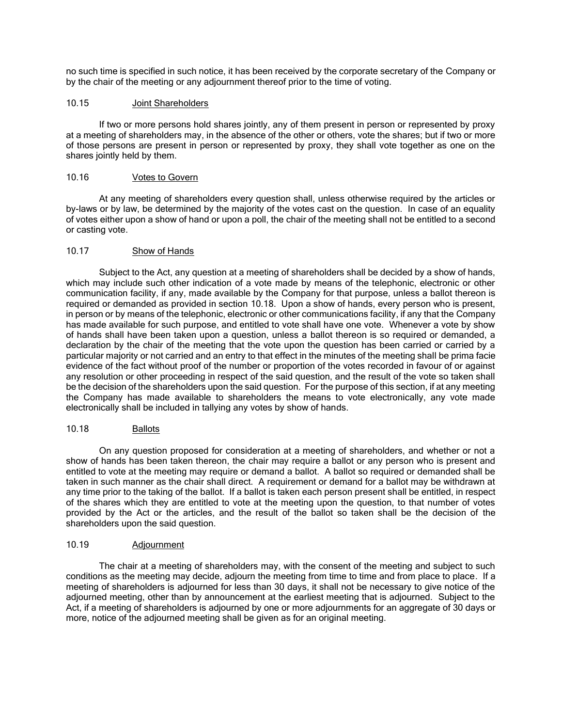no such time is specified in such notice, it has been received by the corporate secretary of the Company or by the chair of the meeting or any adjournment thereof prior to the time of voting.

### 10.15 Joint Shareholders

If two or more persons hold shares jointly, any of them present in person or represented by proxy at a meeting of shareholders may, in the absence of the other or others, vote the shares; but if two or more of those persons are present in person or represented by proxy, they shall vote together as one on the shares jointly held by them.

### 10.16 Votes to Govern

At any meeting of shareholders every question shall, unless otherwise required by the articles or by-laws or by law, be determined by the majority of the votes cast on the question. In case of an equality of votes either upon a show of hand or upon a poll, the chair of the meeting shall not be entitled to a second or casting vote.

### 10.17 Show of Hands

Subject to the Act, any question at a meeting of shareholders shall be decided by a show of hands, which may include such other indication of a vote made by means of the telephonic, electronic or other communication facility, if any, made available by the Company for that purpose, unless a ballot thereon is required or demanded as provided in section 10.18. Upon a show of hands, every person who is present, in person or by means of the telephonic, electronic or other communications facility, if any that the Company has made available for such purpose, and entitled to vote shall have one vote. Whenever a vote by show of hands shall have been taken upon a question, unless a ballot thereon is so required or demanded, a declaration by the chair of the meeting that the vote upon the question has been carried or carried by a particular majority or not carried and an entry to that effect in the minutes of the meeting shall be prima facie evidence of the fact without proof of the number or proportion of the votes recorded in favour of or against any resolution or other proceeding in respect of the said question, and the result of the vote so taken shall be the decision of the shareholders upon the said question. For the purpose of this section, if at any meeting the Company has made available to shareholders the means to vote electronically, any vote made electronically shall be included in tallying any votes by show of hands.

### 10.18 Ballots

On any question proposed for consideration at a meeting of shareholders, and whether or not a show of hands has been taken thereon, the chair may require a ballot or any person who is present and entitled to vote at the meeting may require or demand a ballot. A ballot so required or demanded shall be taken in such manner as the chair shall direct. A requirement or demand for a ballot may be withdrawn at any time prior to the taking of the ballot. If a ballot is taken each person present shall be entitled, in respect of the shares which they are entitled to vote at the meeting upon the question, to that number of votes provided by the Act or the articles, and the result of the ballot so taken shall be the decision of the shareholders upon the said question.

### 10.19 Adjournment

The chair at a meeting of shareholders may, with the consent of the meeting and subject to such conditions as the meeting may decide, adjourn the meeting from time to time and from place to place. If a meeting of shareholders is adjourned for less than 30 days, it shall not be necessary to give notice of the adjourned meeting, other than by announcement at the earliest meeting that is adjourned. Subject to the Act, if a meeting of shareholders is adjourned by one or more adjournments for an aggregate of 30 days or more, notice of the adjourned meeting shall be given as for an original meeting.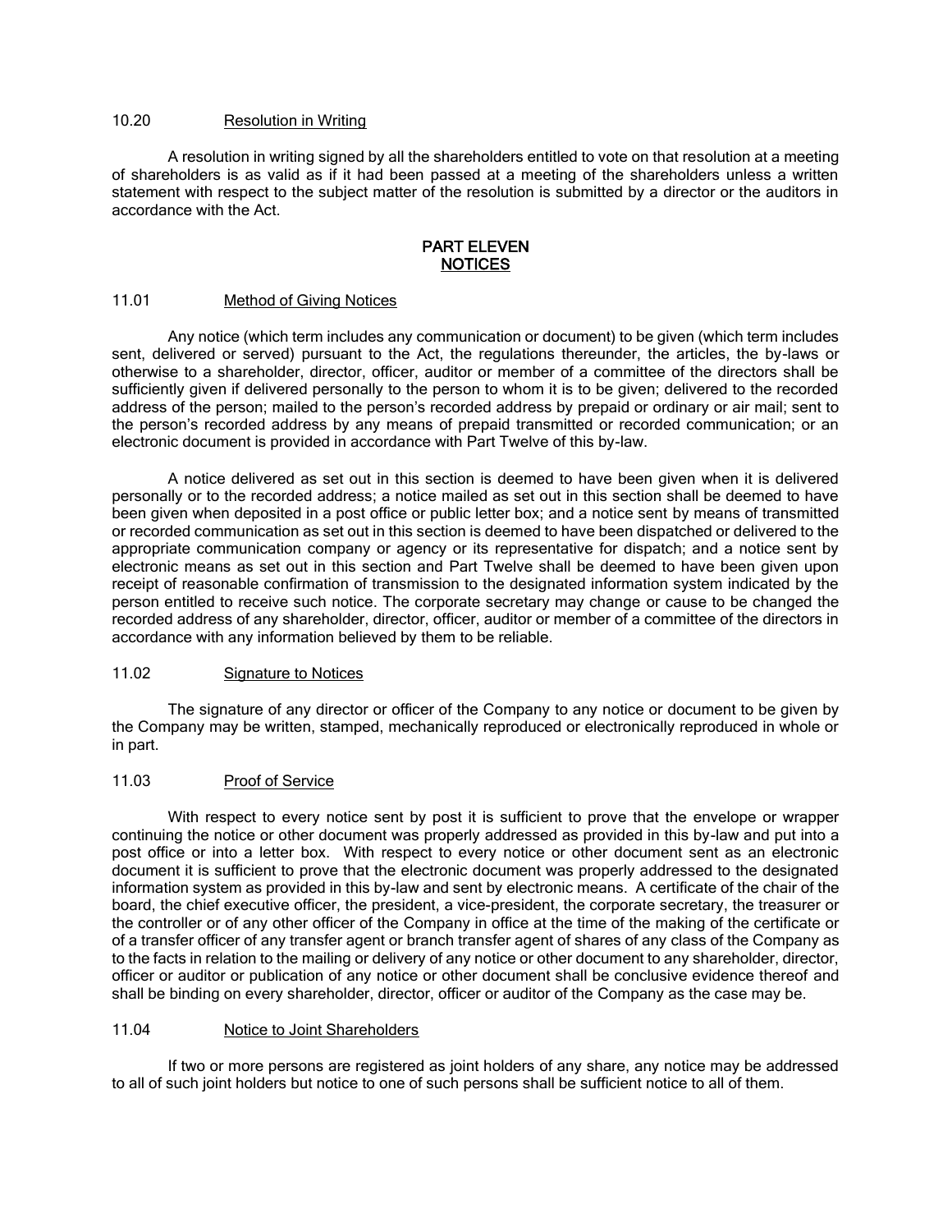### 10.20 Resolution in Writing

A resolution in writing signed by all the shareholders entitled to vote on that resolution at a meeting of shareholders is as valid as if it had been passed at a meeting of the shareholders unless a written statement with respect to the subject matter of the resolution is submitted by a director or the auditors in accordance with the Act.

## PART ELEVEN
## NOTICES

### 11.01 Method of Giving Notices

Any notice (which term includes any communication or document) to be given (which term includes sent, delivered or served) pursuant to the Act, the regulations thereunder, the articles, the by-laws or otherwise to a shareholder, director, officer, auditor or member of a committee of the directors shall be sufficiently given if delivered personally to the person to whom it is to be given; delivered to the recorded address of the person; mailed to the person's recorded address by prepaid or ordinary or air mail; sent to the person's recorded address by any means of prepaid transmitted or recorded communication; or an electronic document is provided in accordance with Part Twelve of this by-law.

A notice delivered as set out in this section is deemed to have been given when it is delivered personally or to the recorded address; a notice mailed as set out in this section shall be deemed to have been given when deposited in a post office or public letter box; and a notice sent by means of transmitted or recorded communication as set out in this section is deemed to have been dispatched or delivered to the appropriate communication company or agency or its representative for dispatch; and a notice sent by electronic means as set out in this section and Part Twelve shall be deemed to have been given upon receipt of reasonable confirmation of transmission to the designated information system indicated by the person entitled to receive such notice. The corporate secretary may change or cause to be changed the recorded address of any shareholder, director, officer, auditor or member of a committee of the directors in accordance with any information believed by them to be reliable.

### 11.02 Signature to Notices

The signature of any director or officer of the Company to any notice or document to be given by the Company may be written, stamped, mechanically reproduced or electronically reproduced in whole or in part.

### 11.03 Proof of Service

With respect to every notice sent by post it is sufficient to prove that the envelope or wrapper continuing the notice or other document was properly addressed as provided in this by-law and put into a post office or into a letter box. With respect to every notice or other document sent as an electronic document it is sufficient to prove that the electronic document was properly addressed to the designated information system as provided in this by-law and sent by electronic means. A certificate of the chair of the board, the chief executive officer, the president, a vice-president, the corporate secretary, the treasurer or the controller or of any other officer of the Company in office at the time of the making of the certificate or of a transfer officer of any transfer agent or branch transfer agent of shares of any class of the Company as to the facts in relation to the mailing or delivery of any notice or other document to any shareholder, director, officer or auditor or publication of any notice or other document shall be conclusive evidence thereof and shall be binding on every shareholder, director, officer or auditor of the Company as the case may be.

### 11.04 Notice to Joint Shareholders

If two or more persons are registered as joint holders of any share, any notice may be addressed to all of such joint holders but notice to one of such persons shall be sufficient notice to all of them.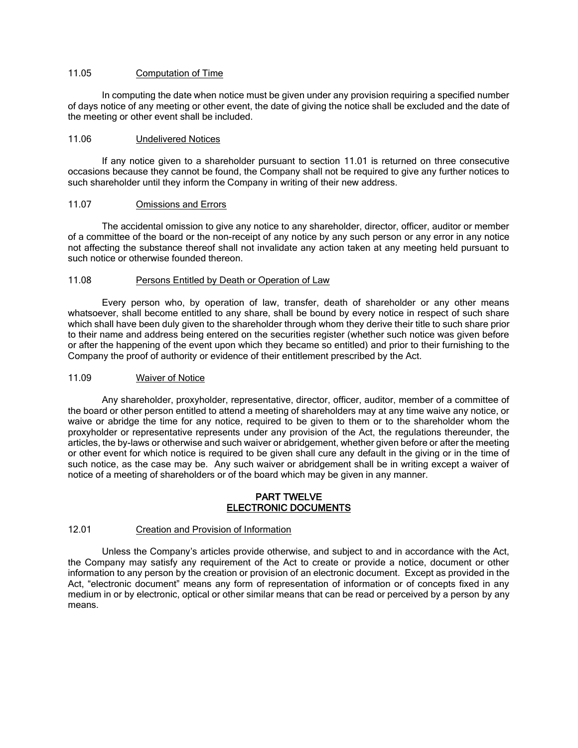### 11.05 Computation of Time

In computing the date when notice must be given under any provision requiring a specified number of days notice of any meeting or other event, the date of giving the notice shall be excluded and the date of the meeting or other event shall be included.

### 11.06 Undelivered Notices

If any notice given to a shareholder pursuant to section 11.01 is returned on three consecutive occasions because they cannot be found, the Company shall not be required to give any further notices to such shareholder until they inform the Company in writing of their new address.

### 11.07 Omissions and Errors

The accidental omission to give any notice to any shareholder, director, officer, auditor or member of a committee of the board or the non-receipt of any notice by any such person or any error in any notice not affecting the substance thereof shall not invalidate any action taken at any meeting held pursuant to such notice or otherwise founded thereon.

### 11.08 Persons Entitled by Death or Operation of Law

Every person who, by operation of law, transfer, death of shareholder or any other means whatsoever, shall become entitled to any share, shall be bound by every notice in respect of such share which shall have been duly given to the shareholder through whom they derive their title to such share prior to their name and address being entered on the securities register (whether such notice was given before or after the happening of the event upon which they became so entitled) and prior to their furnishing to the Company the proof of authority or evidence of their entitlement prescribed by the Act.

### 11.09 Waiver of Notice

Any shareholder, proxyholder, representative, director, officer, auditor, member of a committee of the board or other person entitled to attend a meeting of shareholders may at any time waive any notice, or waive or abridge the time for any notice, required to be given to them or to the shareholder whom the proxyholder or representative represents under any provision of the Act, the regulations thereunder, the articles, the by-laws or otherwise and such waiver or abridgement, whether given before or after the meeting or other event for which notice is required to be given shall cure any default in the giving or in the time of such notice, as the case may be. Any such waiver or abridgement shall be in writing except a waiver of notice of a meeting of shareholders or of the board which may be given in any manner.

## PART TWELVE
## ELECTRONIC DOCUMENTS

### 12.01 Creation and Provision of Information

Unless the Company's articles provide otherwise, and subject to and in accordance with the Act, the Company may satisfy any requirement of the Act to create or provide a notice, document or other information to any person by the creation or provision of an electronic document. Except as provided in the Act, "electronic document" means any form of representation of information or of concepts fixed in any medium in or by electronic, optical or other similar means that can be read or perceived by a person by any means.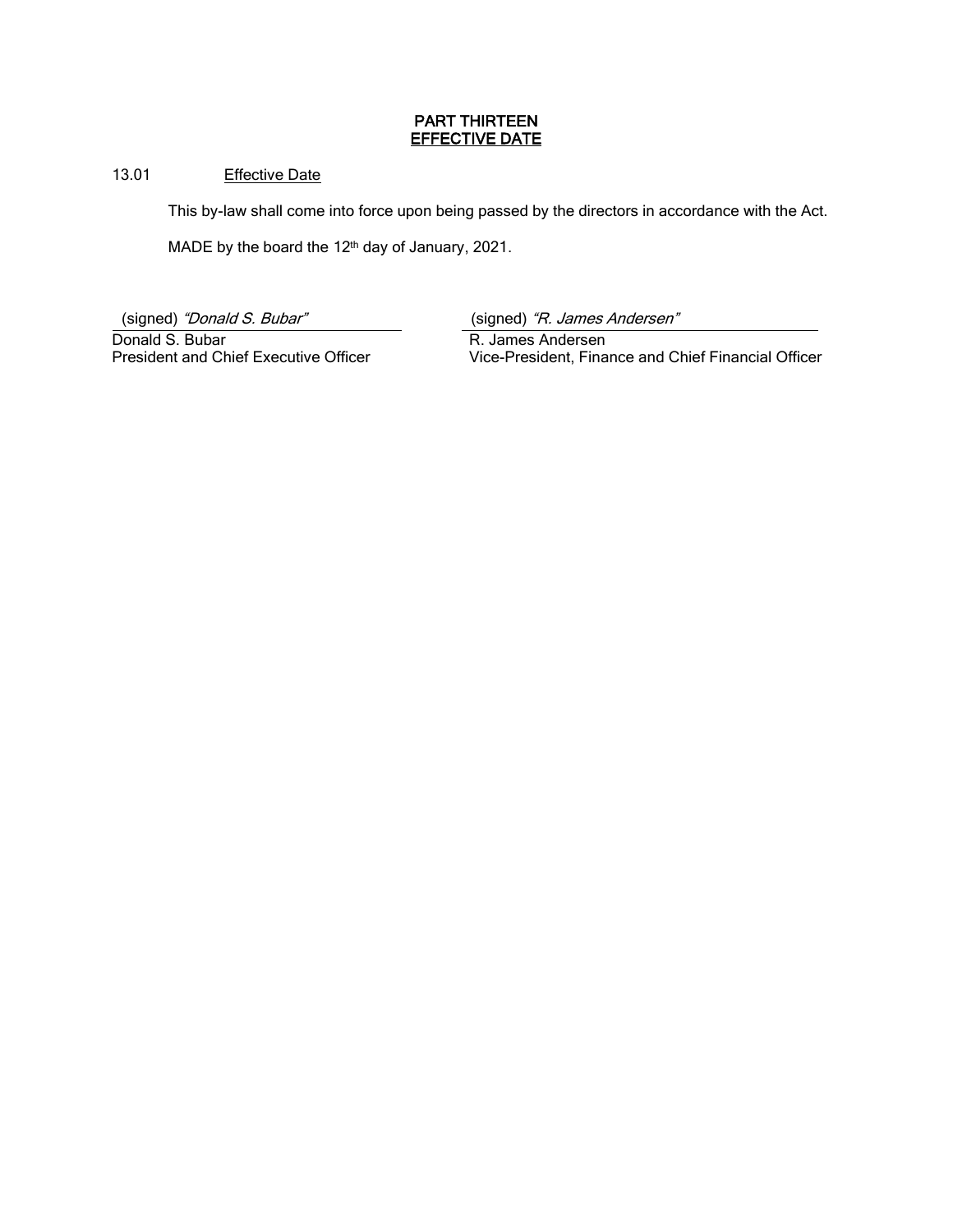## PART THIRTEEN
## EFFECTIVE DATE

13.01 Effective Date

This by-law shall come into force upon being passed by the directors in accordance with the Act.

MADE by the board the 12th day of January, 2021.

(signed) *"Donald S. Bubar"*
Donald S. Bubar
President and Chief Executive Officer

(signed) *"R. James Andersen"*
R. James Andersen
Vice-President, Finance and Chief Financial Officer